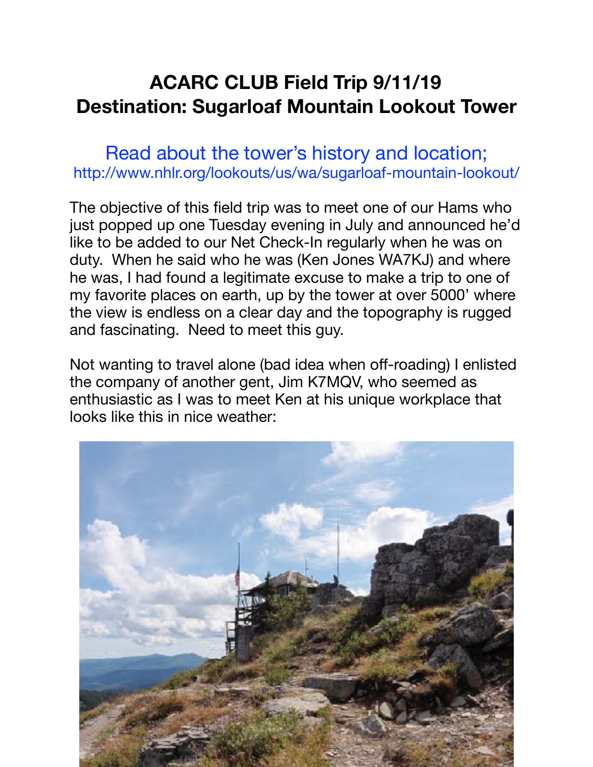# ACARC CLUB Field Trip 9/11/19
# Destination: Sugarloaf Mountain Lookout Tower

Read about the tower's history and location;
http://www.nhlr.org/lookouts/us/wa/sugarloaf-mountain-lookout/

The objective of this field trip was to meet one of our Hams who just popped up one Tuesday evening in July and announced he'd like to be added to our Net Check-In regularly when he was on duty. When he said who he was (Ken Jones WA7KJ) and where he was, I had found a legitimate excuse to make a trip to one of my favorite places on earth, up by the tower at over 5000' where the view is endless on a clear day and the topography is rugged and fascinating. Need to meet this guy.

Not wanting to travel alone (bad idea when off-roading) I enlisted the company of another gent, Jim K7MQV, who seemed as enthusiastic as I was to meet Ken at his unique workplace that looks like this in nice weather: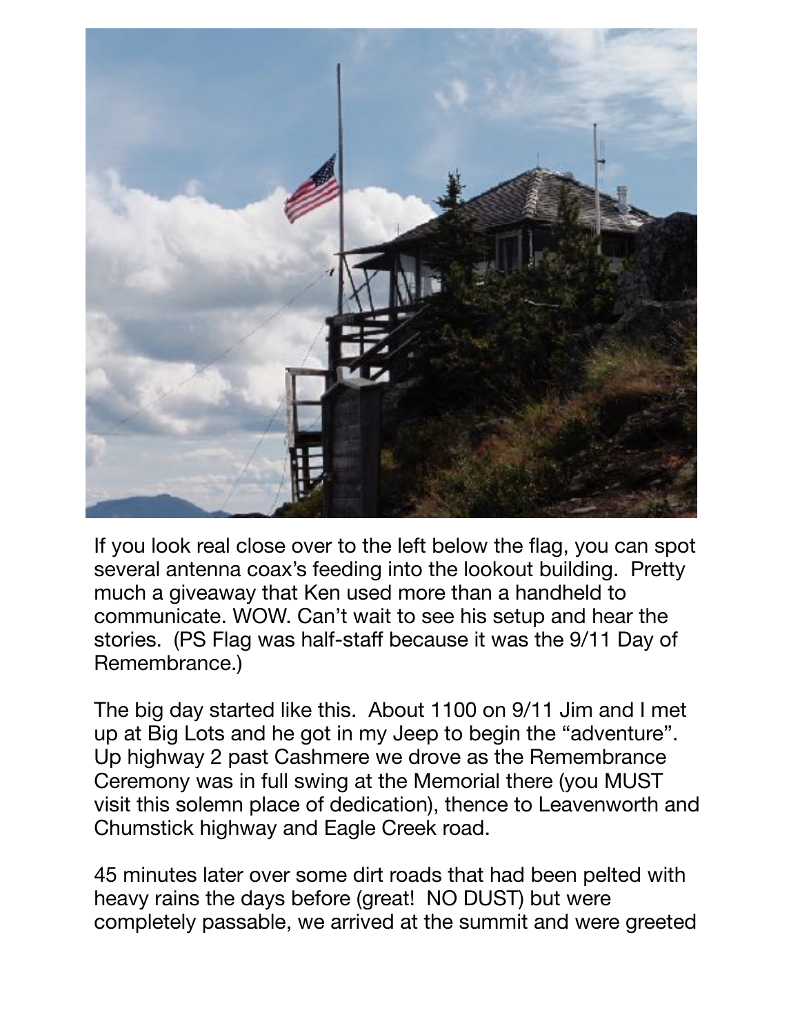If you look real close over to the left below the flag, you can spot several antenna coax's feeding into the lookout building. Pretty much a giveaway that Ken used more than a handheld to communicate. WOW. Can't wait to see his setup and hear the stories. (PS Flag was half-staff because it was the 9/11 Day of Remembrance.)

The big day started like this. About 1100 on 9/11 Jim and I met up at Big Lots and he got in my Jeep to begin the "adventure". Up highway 2 past Cashmere we drove as the Remembrance Ceremony was in full swing at the Memorial there (you MUST visit this solemn place of dedication), thence to Leavenworth and Chumstick highway and Eagle Creek road.

45 minutes later over some dirt roads that had been pelted with heavy rains the days before (great! NO DUST) but were completely passable, we arrived at the summit and were greeted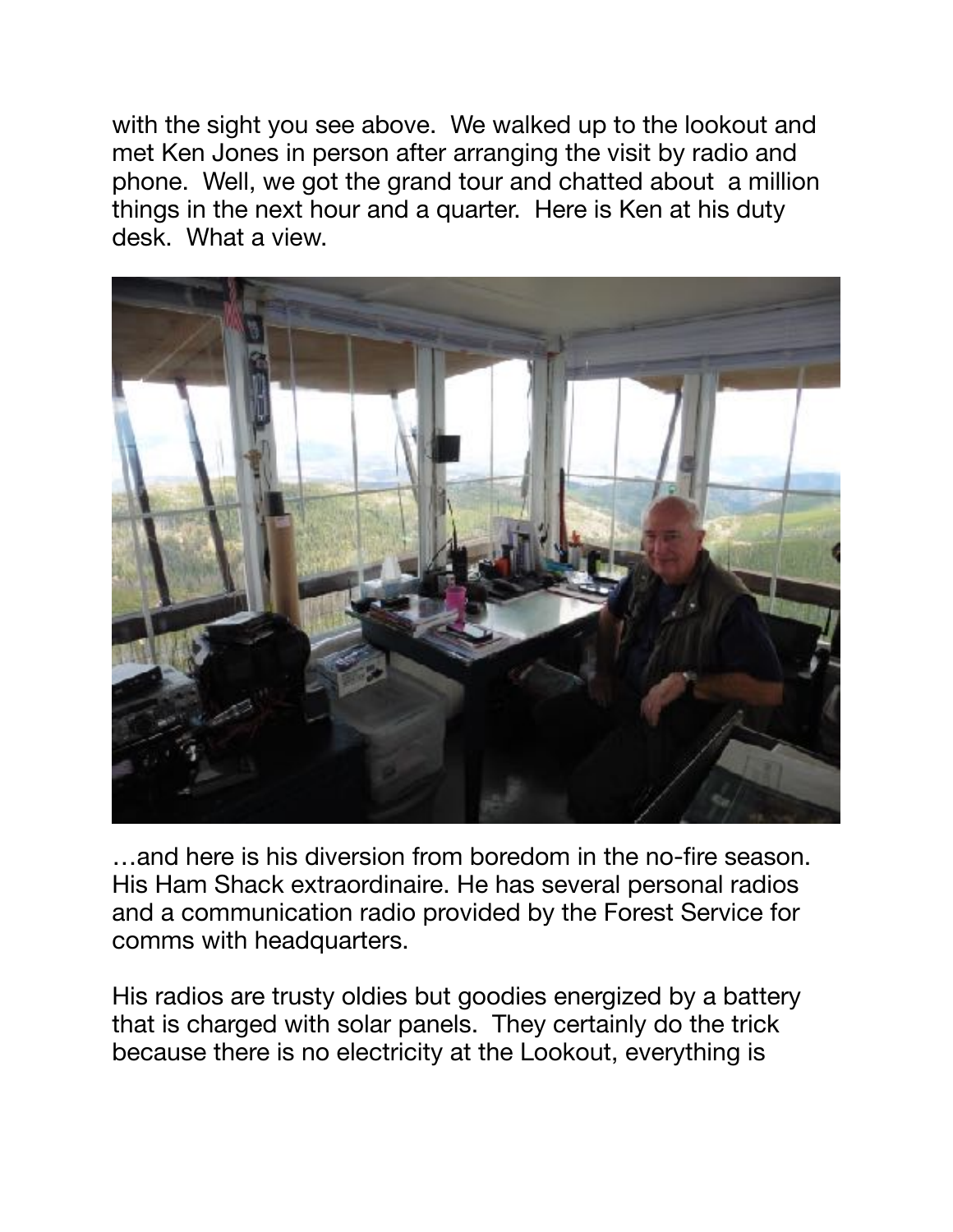with the sight you see above. We walked up to the lookout and met Ken Jones in person after arranging the visit by radio and phone. Well, we got the grand tour and chatted about a million things in the next hour and a quarter. Here is Ken at his duty desk. What a view.

…and here is his diversion from boredom in the no-fire season. His Ham Shack extraordinaire. He has several personal radios and a communication radio provided by the Forest Service for comms with headquarters.

His radios are trusty oldies but goodies energized by a battery that is charged with solar panels. They certainly do the trick because there is no electricity at the Lookout, everything is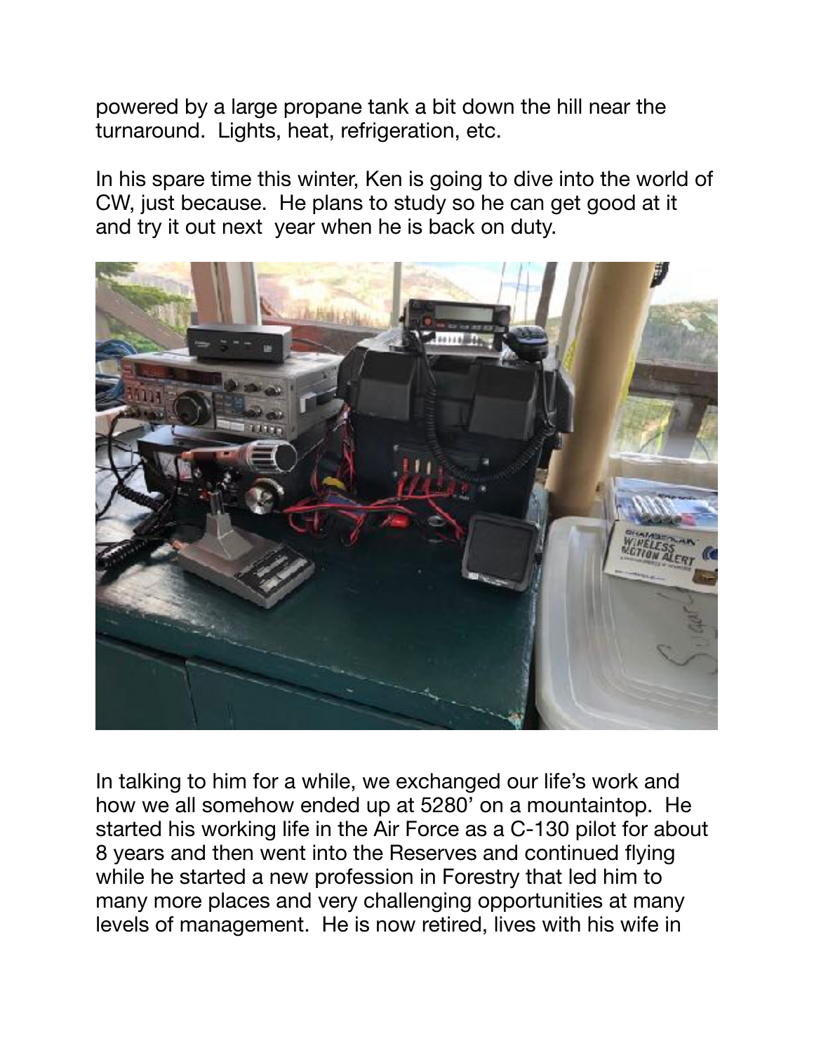powered by a large propane tank a bit down the hill near the turnaround. Lights, heat, refrigeration, etc.

In his spare time this winter, Ken is going to dive into the world of CW, just because. He plans to study so he can get good at it and try it out next year when he is back on duty.

In talking to him for a while, we exchanged our life's work and how we all somehow ended up at 5280' on a mountaintop. He started his working life in the Air Force as a C-130 pilot for about 8 years and then went into the Reserves and continued flying while he started a new profession in Forestry that led him to many more places and very challenging opportunities at many levels of management. He is now retired, lives with his wife in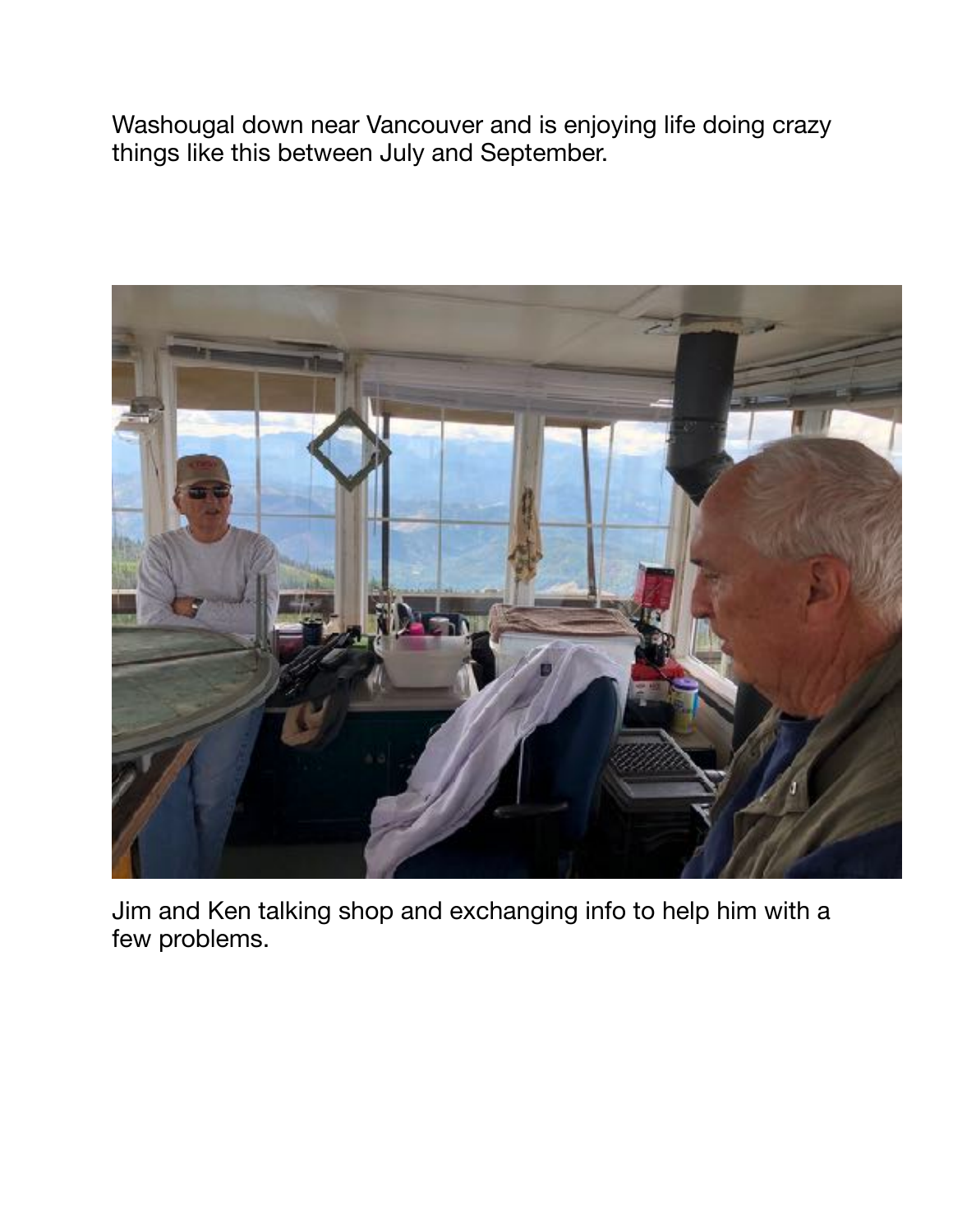Washougal down near Vancouver and is enjoying life doing crazy things like this between July and September.

Jim and Ken talking shop and exchanging info to help him with a few problems.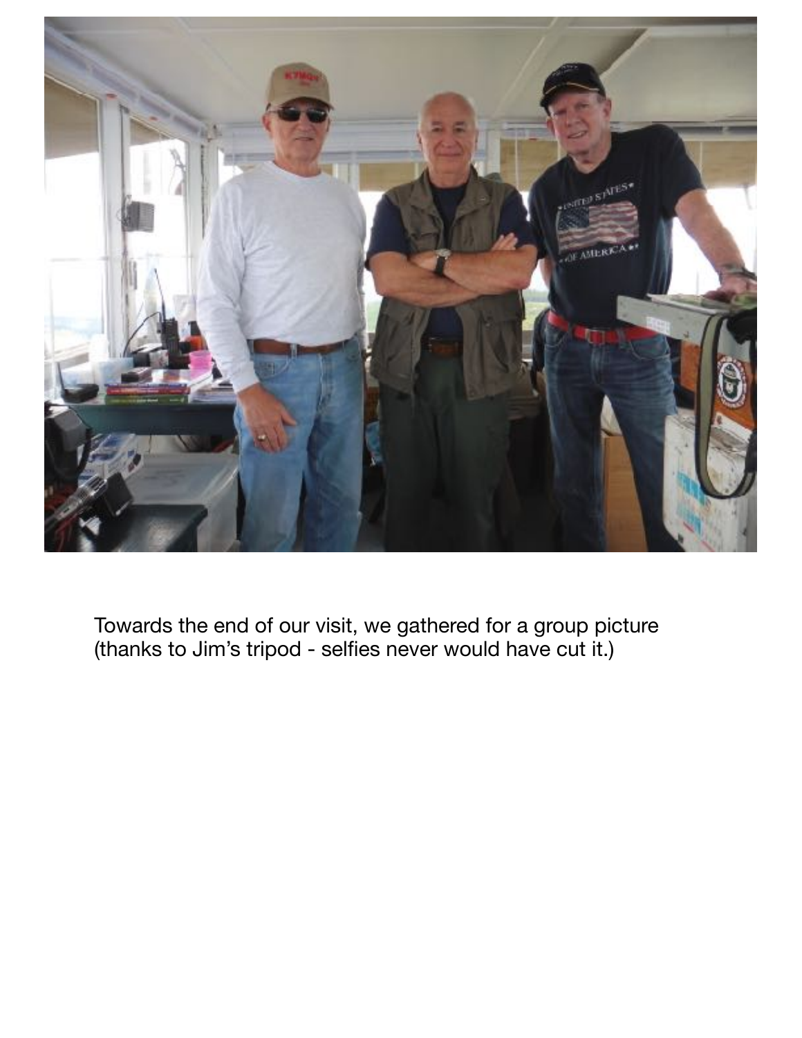Towards the end of our visit, we gathered for a group picture (thanks to Jim's tripod - selfies never would have cut it.)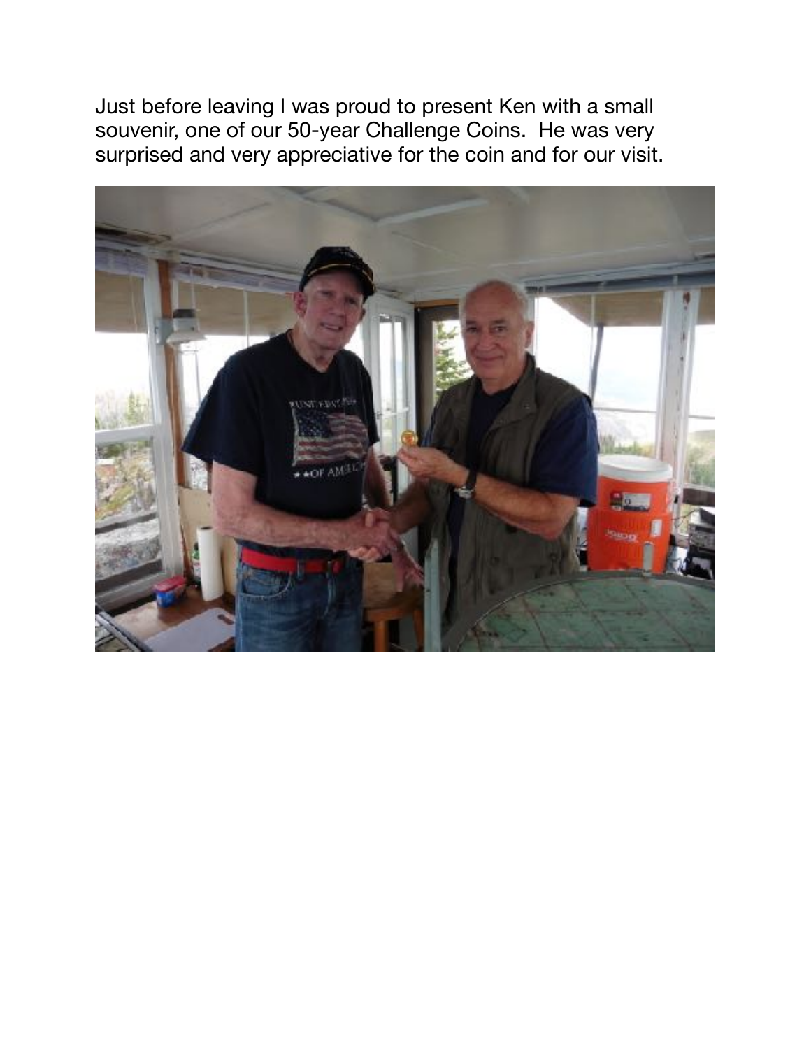Just before leaving I was proud to present Ken with a small souvenir, one of our 50-year Challenge Coins. He was very surprised and very appreciative for the coin and for our visit.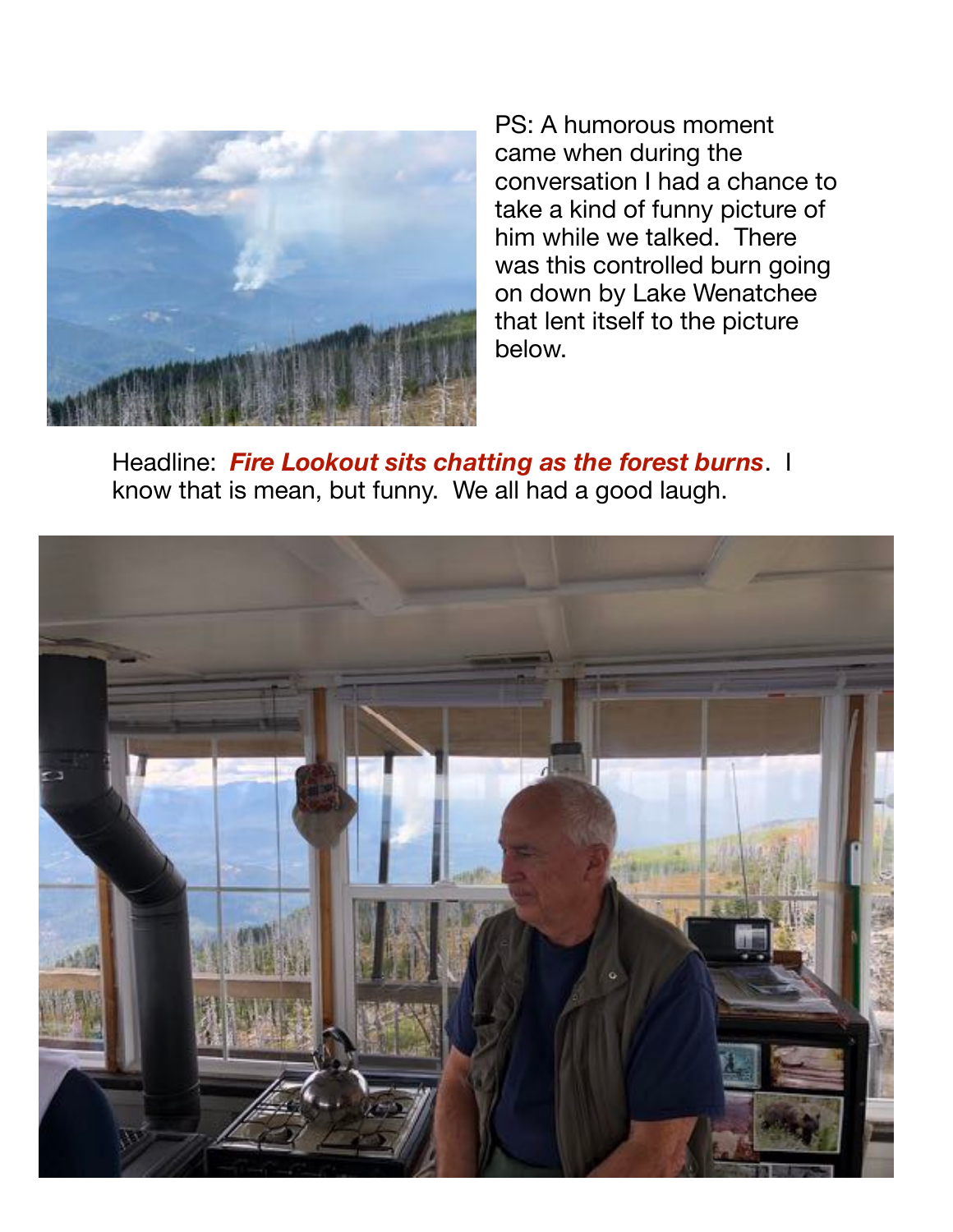PS: A humorous moment came when during the conversation I had a chance to take a kind of funny picture of him while we talked. There was this controlled burn going on down by Lake Wenatchee that lent itself to the picture below.

Headline: ***Fire Lookout sits chatting as the forest burns***. I know that is mean, but funny. We all had a good laugh.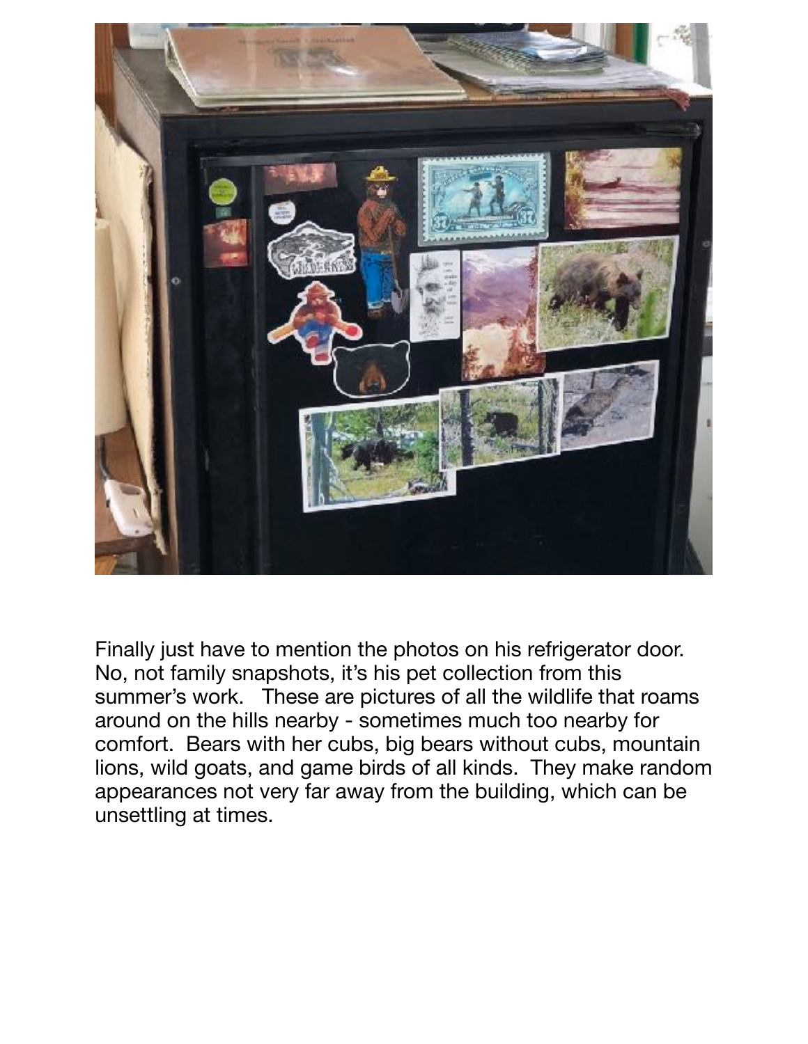Finally just have to mention the photos on his refrigerator door. No, not family snapshots, it's his pet collection from this summer's work. These are pictures of all the wildlife that roams around on the hills nearby - sometimes much too nearby for comfort. Bears with her cubs, big bears without cubs, mountain lions, wild goats, and game birds of all kinds. They make random appearances not very far away from the building, which can be unsettling at times.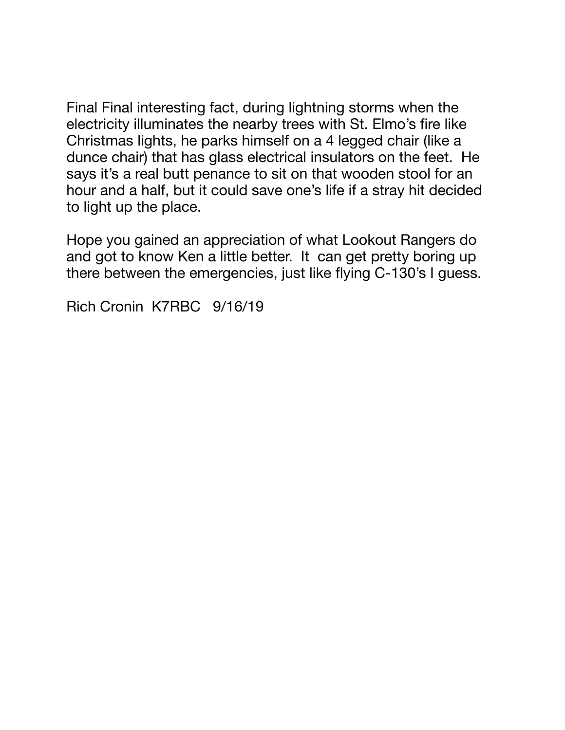Final Final interesting fact, during lightning storms when the electricity illuminates the nearby trees with St. Elmo's fire like Christmas lights, he parks himself on a 4 legged chair (like a dunce chair) that has glass electrical insulators on the feet.  He says it's a real butt penance to sit on that wooden stool for an hour and a half, but it could save one's life if a stray hit decided to light up the place.

Hope you gained an appreciation of what Lookout Rangers do and got to know Ken a little better.  It  can get pretty boring up there between the emergencies, just like flying C-130's I guess.

Rich Cronin  K7RBC   9/16/19